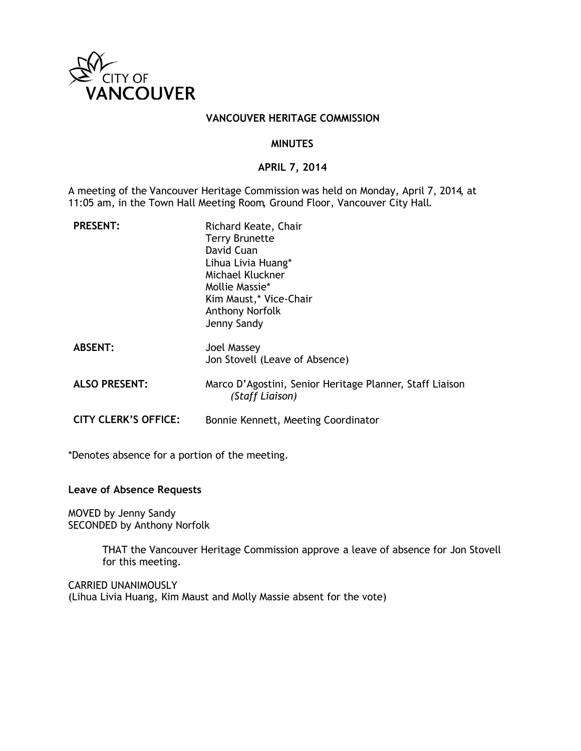CITY OF VANCOUVER

# VANCOUVER HERITAGE COMMISSION

## MINUTES

## APRIL 7, 2014

A meeting of the Vancouver Heritage Commission was held on Monday, April 7, 2014, at 11:05 am, in the Town Hall Meeting Room, Ground Floor, Vancouver City Hall.

| | |
|---|---|
| **PRESENT:** | Richard Keate, Chair<br>Terry Brunette<br>David Cuan<br>Lihua Livia Huang*<br>Michael Kluckner<br>Mollie Massie*<br>Kim Maust,* Vice-Chair<br>Anthony Norfolk<br>Jenny Sandy |
| **ABSENT:** | Joel Massey<br>Jon Stovell (Leave of Absence) |
| **ALSO PRESENT:** | Marco D'Agostini, Senior Heritage Planner, Staff Liaison *(Staff Liaison)* |
| **CITY CLERK'S OFFICE:** | Bonnie Kennett, Meeting Coordinator |

*Denotes absence for a portion of the meeting.

**Leave of Absence Requests**

MOVED by Jenny Sandy
SECONDED by Anthony Norfolk

> THAT the Vancouver Heritage Commission approve a leave of absence for Jon Stovell for this meeting.

CARRIED UNANIMOUSLY
(Lihua Livia Huang, Kim Maust and Molly Massie absent for the vote)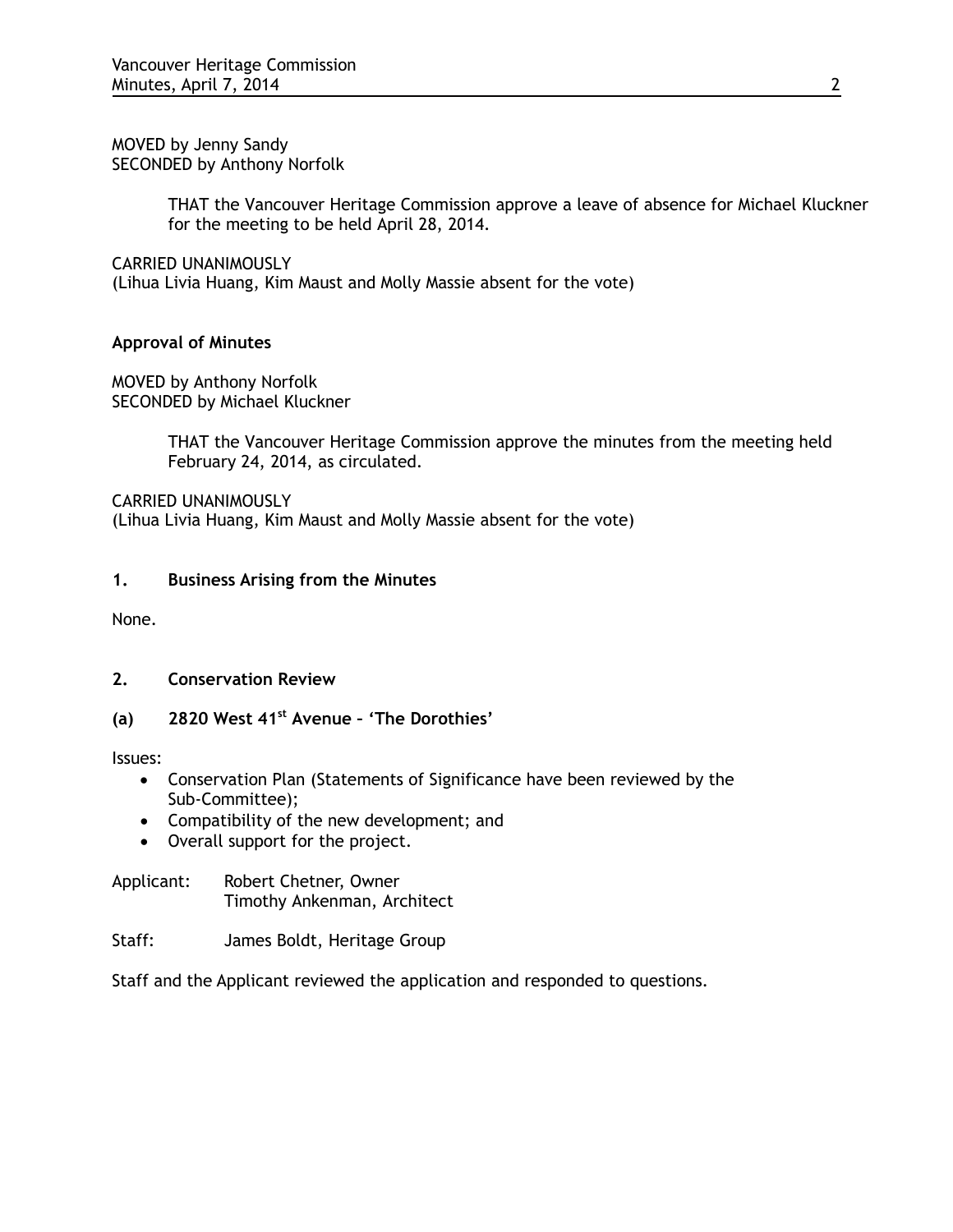MOVED by Jenny Sandy
SECONDED by Anthony Norfolk

> THAT the Vancouver Heritage Commission approve a leave of absence for Michael Kluckner for the meeting to be held April 28, 2014.

CARRIED UNANIMOUSLY
(Lihua Livia Huang, Kim Maust and Molly Massie absent for the vote)

**Approval of Minutes**

MOVED by Anthony Norfolk
SECONDED by Michael Kluckner

> THAT the Vancouver Heritage Commission approve the minutes from the meeting held February 24, 2014, as circulated.

CARRIED UNANIMOUSLY
(Lihua Livia Huang, Kim Maust and Molly Massie absent for the vote)

## 1. Business Arising from the Minutes

None.

## 2. Conservation Review

### (a) 2820 West 41st Avenue – 'The Dorothies'

Issues:

- Conservation Plan (Statements of Significance have been reviewed by the Sub-Committee);
- Compatibility of the new development; and
- Overall support for the project.

Applicant: Robert Chetner, Owner
Timothy Ankenman, Architect

Staff: James Boldt, Heritage Group

Staff and the Applicant reviewed the application and responded to questions.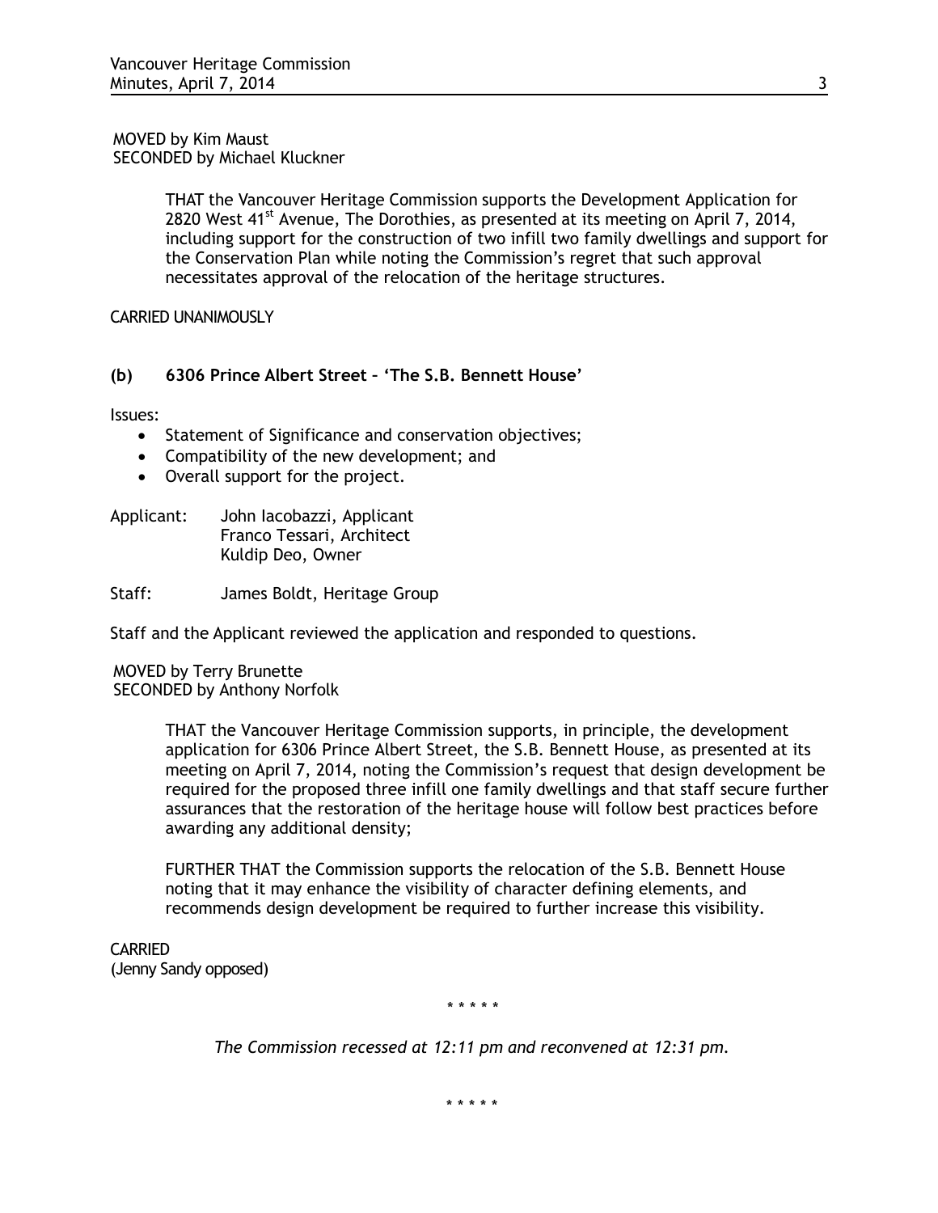MOVED by Kim Maust
SECONDED by Michael Kluckner

> THAT the Vancouver Heritage Commission supports the Development Application for 2820 West 41st Avenue, The Dorothies, as presented at its meeting on April 7, 2014, including support for the construction of two infill two family dwellings and support for the Conservation Plan while noting the Commission's regret that such approval necessitates approval of the relocation of the heritage structures.

CARRIED UNANIMOUSLY

### (b) 6306 Prince Albert Street – 'The S.B. Bennett House'

Issues:

- Statement of Significance and conservation objectives;
- Compatibility of the new development; and
- Overall support for the project.

Applicant: John Iacobazzi, Applicant
Franco Tessari, Architect
Kuldip Deo, Owner

Staff: James Boldt, Heritage Group

Staff and the Applicant reviewed the application and responded to questions.

MOVED by Terry Brunette
SECONDED by Anthony Norfolk

> THAT the Vancouver Heritage Commission supports, in principle, the development application for 6306 Prince Albert Street, the S.B. Bennett House, as presented at its meeting on April 7, 2014, noting the Commission's request that design development be required for the proposed three infill one family dwellings and that staff secure further assurances that the restoration of the heritage house will follow best practices before awarding any additional density;
>
> FURTHER THAT the Commission supports the relocation of the S.B. Bennett House noting that it may enhance the visibility of character defining elements, and recommends design development be required to further increase this visibility.

CARRIED
(Jenny Sandy opposed)

\* \* \* \* \*

*The Commission recessed at 12:11 pm and reconvened at 12:31 pm.*

\* \* \* \* \*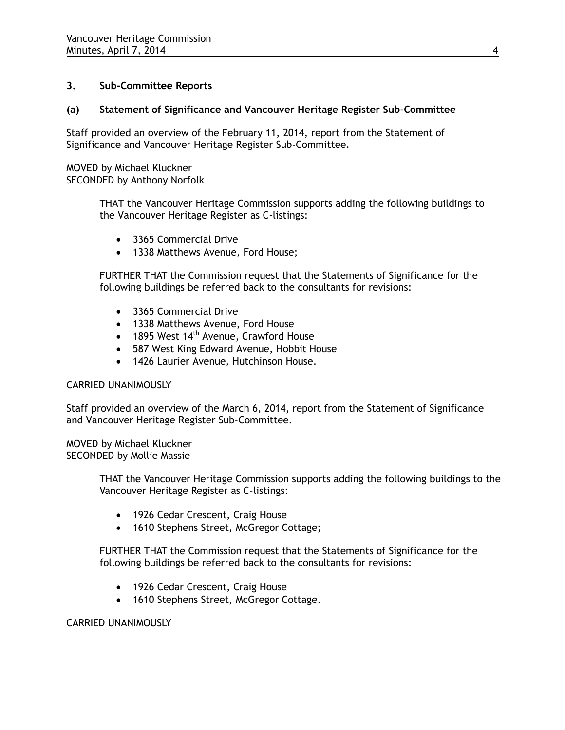## 3. Sub-Committee Reports

### (a) Statement of Significance and Vancouver Heritage Register Sub-Committee

Staff provided an overview of the February 11, 2014, report from the Statement of Significance and Vancouver Heritage Register Sub-Committee.

MOVED by Michael Kluckner
SECONDED by Anthony Norfolk

> THAT the Vancouver Heritage Commission supports adding the following buildings to the Vancouver Heritage Register as C-listings:
>
> - 3365 Commercial Drive
> - 1338 Matthews Avenue, Ford House;
>
> FURTHER THAT the Commission request that the Statements of Significance for the following buildings be referred back to the consultants for revisions:
>
> - 3365 Commercial Drive
> - 1338 Matthews Avenue, Ford House
> - 1895 West 14th Avenue, Crawford House
> - 587 West King Edward Avenue, Hobbit House
> - 1426 Laurier Avenue, Hutchinson House.

CARRIED UNANIMOUSLY

Staff provided an overview of the March 6, 2014, report from the Statement of Significance and Vancouver Heritage Register Sub-Committee.

MOVED by Michael Kluckner
SECONDED by Mollie Massie

> THAT the Vancouver Heritage Commission supports adding the following buildings to the Vancouver Heritage Register as C-listings:
>
> - 1926 Cedar Crescent, Craig House
> - 1610 Stephens Street, McGregor Cottage;
>
> FURTHER THAT the Commission request that the Statements of Significance for the following buildings be referred back to the consultants for revisions:
>
> - 1926 Cedar Crescent, Craig House
> - 1610 Stephens Street, McGregor Cottage.

CARRIED UNANIMOUSLY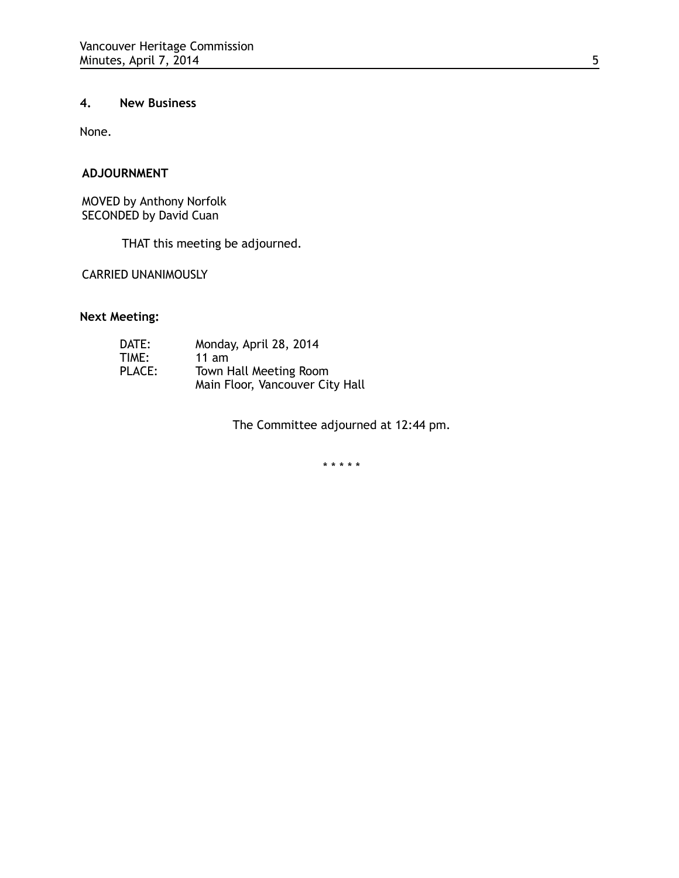## 4. New Business

None.

### ADJOURNMENT

MOVED by Anthony Norfolk
SECONDED by David Cuan

THAT this meeting be adjourned.

CARRIED UNANIMOUSLY

**Next Meeting:**

| | |
|---|---|
| DATE: | Monday, April 28, 2014 |
| TIME: | 11 am |
| PLACE: | Town Hall Meeting Room<br>Main Floor, Vancouver City Hall |

The Committee adjourned at 12:44 pm.

\* \* \* \* \*